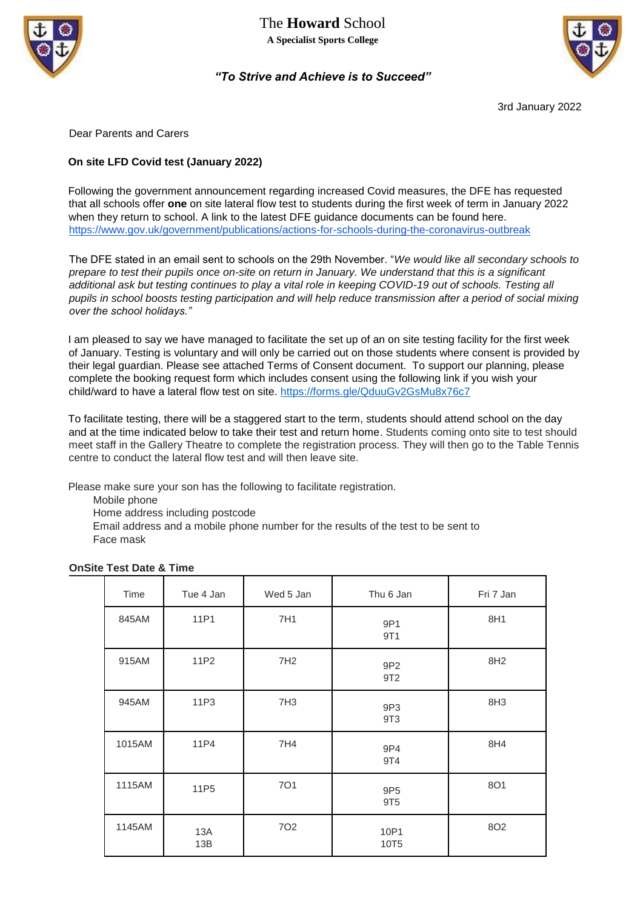# The **Howard** School

**A Specialist Sports College**

***"To Strive and Achieve is to Succeed"***

3rd January 2022

Dear Parents and Carers

**On site LFD Covid test (January 2022)**

Following the government announcement regarding increased Covid measures, the DFE has requested that all schools offer **one** on site lateral flow test to students during the first week of term in January 2022 when they return to school. A link to the latest DFE guidance documents can be found here. https://www.gov.uk/government/publications/actions-for-schools-during-the-coronavirus-outbreak

The DFE stated in an email sent to schools on the 29th November. "*We would like all secondary schools to prepare to test their pupils once on-site on return in January. We understand that this is a significant additional ask but testing continues to play a vital role in keeping COVID-19 out of schools. Testing all pupils in school boosts testing participation and will help reduce transmission after a period of social mixing over the school holidays."*

I am pleased to say we have managed to facilitate the set up of an on site testing facility for the first week of January. Testing is voluntary and will only be carried out on those students where consent is provided by their legal guardian. Please see attached Terms of Consent document. To support our planning, please complete the booking request form which includes consent using the following link if you wish your child/ward to have a lateral flow test on site. https://forms.gle/QduuGv2GsMu8x76c7

To facilitate testing, there will be a staggered start to the term, students should attend school on the day and at the time indicated below to take their test and return home. Students coming onto site to test should meet staff in the Gallery Theatre to complete the registration process. They will then go to the Table Tennis centre to conduct the lateral flow test and will then leave site.

Please make sure your son has the following to facilitate registration.

- Mobile phone
- Home address including postcode
- Email address and a mobile phone number for the results of the test to be sent to
- Face mask

**OnSite Test Date & Time**

| Time | Tue 4 Jan | Wed 5 Jan | Thu 6 Jan | Fri 7 Jan |
|---|---|---|---|---|
| 845AM | 11P1 | 7H1 | 9P1<br>9T1 | 8H1 |
| 915AM | 11P2 | 7H2 | 9P2<br>9T2 | 8H2 |
| 945AM | 11P3 | 7H3 | 9P3<br>9T3 | 8H3 |
| 1015AM | 11P4 | 7H4 | 9P4<br>9T4 | 8H4 |
| 1115AM | 11P5 | 7O1 | 9P5<br>9T5 | 8O1 |
| 1145AM | 13A<br>13B | 7O2 | 10P1<br>10T5 | 8O2 |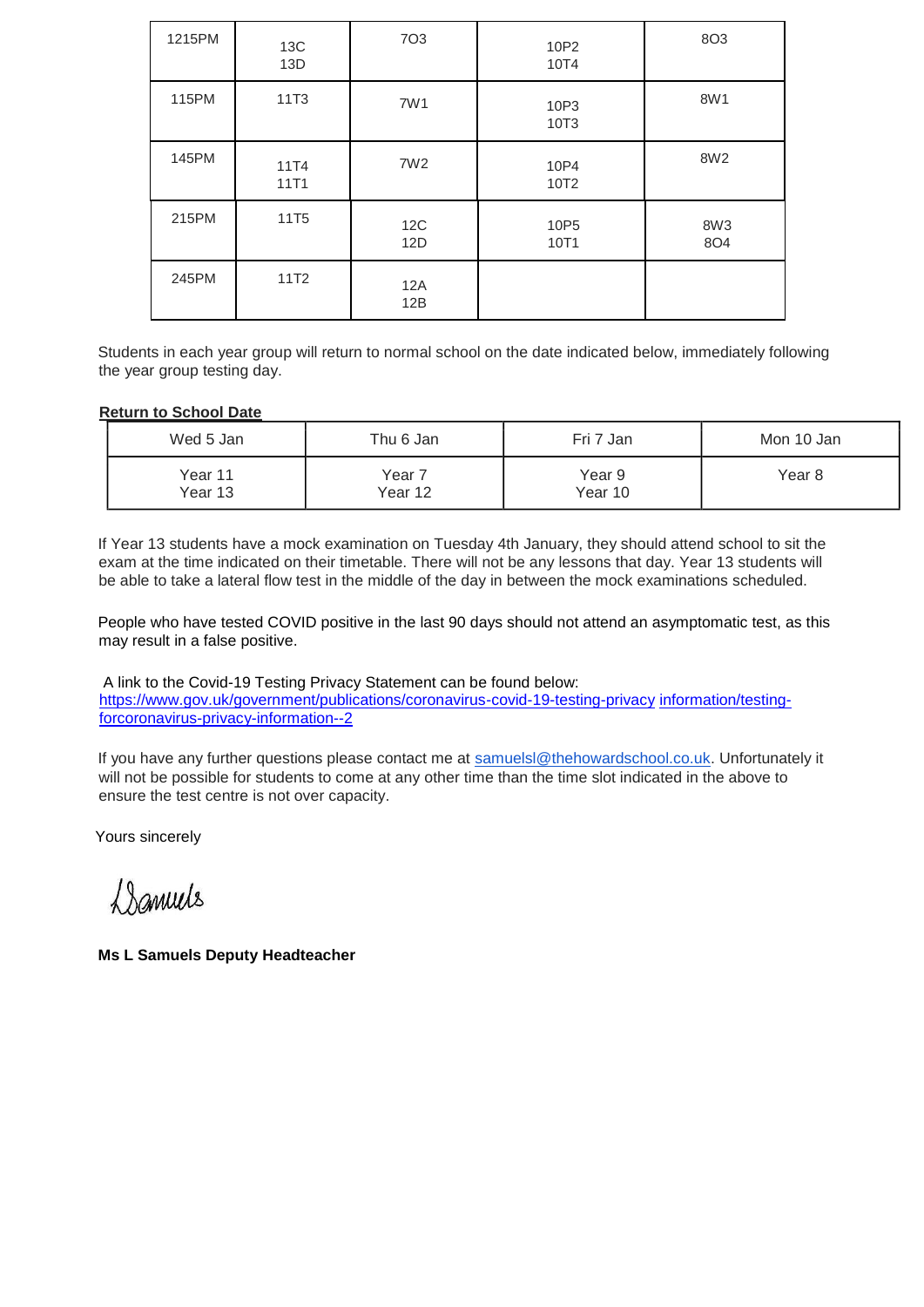| | | | | |
|---|---|---|---|---|
| 1215PM | 13C<br>13D | 7O3 | 10P2<br>10T4 | 8O3 |
| 115PM | 11T3 | 7W1 | 10P3<br>10T3 | 8W1 |
| 145PM | 11T4<br>11T1 | 7W2 | 10P4<br>10T2 | 8W2 |
| 215PM | 11T5 | 12C<br>12D | 10P5<br>10T1 | 8W3<br>8O4 |
| 245PM | 11T2 | 12A<br>12B | | |

Students in each year group will return to normal school on the date indicated below, immediately following the year group testing day.

**Return to School Date**

| Wed 5 Jan | Thu 6 Jan | Fri 7 Jan | Mon 10 Jan |
|---|---|---|---|
| Year 11<br>Year 13 | Year 7<br>Year 12 | Year 9<br>Year 10 | Year 8 |

If Year 13 students have a mock examination on Tuesday 4th January, they should attend school to sit the exam at the time indicated on their timetable. There will not be any lessons that day. Year 13 students will be able to take a lateral flow test in the middle of the day in between the mock examinations scheduled.

People who have tested COVID positive in the last 90 days should not attend an asymptomatic test, as this may result in a false positive.

A link to the Covid-19 Testing Privacy Statement can be found below:
https://www.gov.uk/government/publications/coronavirus-covid-19-testing-privacy information/testing-forcoronavirus-privacy-information--2

If you have any further questions please contact me at samuelsl@thehowardschool.co.uk. Unfortunately it will not be possible for students to come at any other time than the time slot indicated in the above to ensure the test centre is not over capacity.

Yours sincerely

LSamuels

**Ms L Samuels Deputy Headteacher**